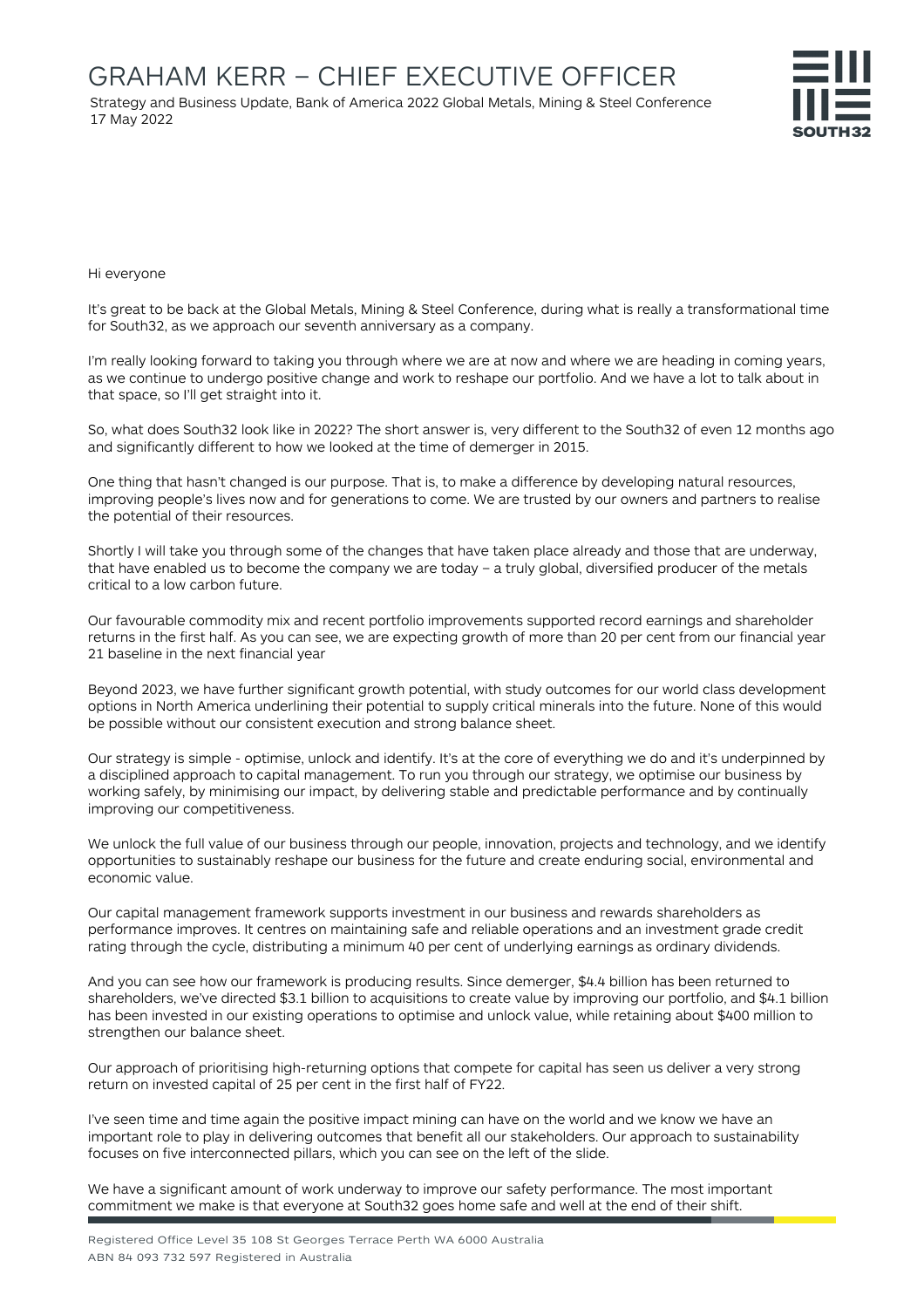# GRAHAM KERR – CHIEF EXECUTIVE OFFICER

Strategy and Business Update, Bank of America 2022 Global Metals, Mining & Steel Conference
17 May 2022

Hi everyone

It's great to be back at the Global Metals, Mining & Steel Conference, during what is really a transformational time for South32, as we approach our seventh anniversary as a company.

I'm really looking forward to taking you through where we are at now and where we are heading in coming years, as we continue to undergo positive change and work to reshape our portfolio. And we have a lot to talk about in that space, so I'll get straight into it.

So, what does South32 look like in 2022? The short answer is, very different to the South32 of even 12 months ago and significantly different to how we looked at the time of demerger in 2015.

One thing that hasn't changed is our purpose. That is, to make a difference by developing natural resources, improving people's lives now and for generations to come. We are trusted by our owners and partners to realise the potential of their resources.

Shortly I will take you through some of the changes that have taken place already and those that are underway, that have enabled us to become the company we are today – a truly global, diversified producer of the metals critical to a low carbon future.

Our favourable commodity mix and recent portfolio improvements supported record earnings and shareholder returns in the first half. As you can see, we are expecting growth of more than 20 per cent from our financial year 21 baseline in the next financial year

Beyond 2023, we have further significant growth potential, with study outcomes for our world class development options in North America underlining their potential to supply critical minerals into the future. None of this would be possible without our consistent execution and strong balance sheet.

Our strategy is simple - optimise, unlock and identify. It's at the core of everything we do and it's underpinned by a disciplined approach to capital management. To run you through our strategy, we optimise our business by working safely, by minimising our impact, by delivering stable and predictable performance and by continually improving our competitiveness.

We unlock the full value of our business through our people, innovation, projects and technology, and we identify opportunities to sustainably reshape our business for the future and create enduring social, environmental and economic value.

Our capital management framework supports investment in our business and rewards shareholders as performance improves. It centres on maintaining safe and reliable operations and an investment grade credit rating through the cycle, distributing a minimum 40 per cent of underlying earnings as ordinary dividends.

And you can see how our framework is producing results. Since demerger, $4.4 billion has been returned to shareholders, we've directed $3.1 billion to acquisitions to create value by improving our portfolio, and $4.1 billion has been invested in our existing operations to optimise and unlock value, while retaining about $400 million to strengthen our balance sheet.

Our approach of prioritising high-returning options that compete for capital has seen us deliver a very strong return on invested capital of 25 per cent in the first half of FY22.

I've seen time and time again the positive impact mining can have on the world and we know we have an important role to play in delivering outcomes that benefit all our stakeholders. Our approach to sustainability focuses on five interconnected pillars, which you can see on the left of the slide.

We have a significant amount of work underway to improve our safety performance. The most important commitment we make is that everyone at South32 goes home safe and well at the end of their shift.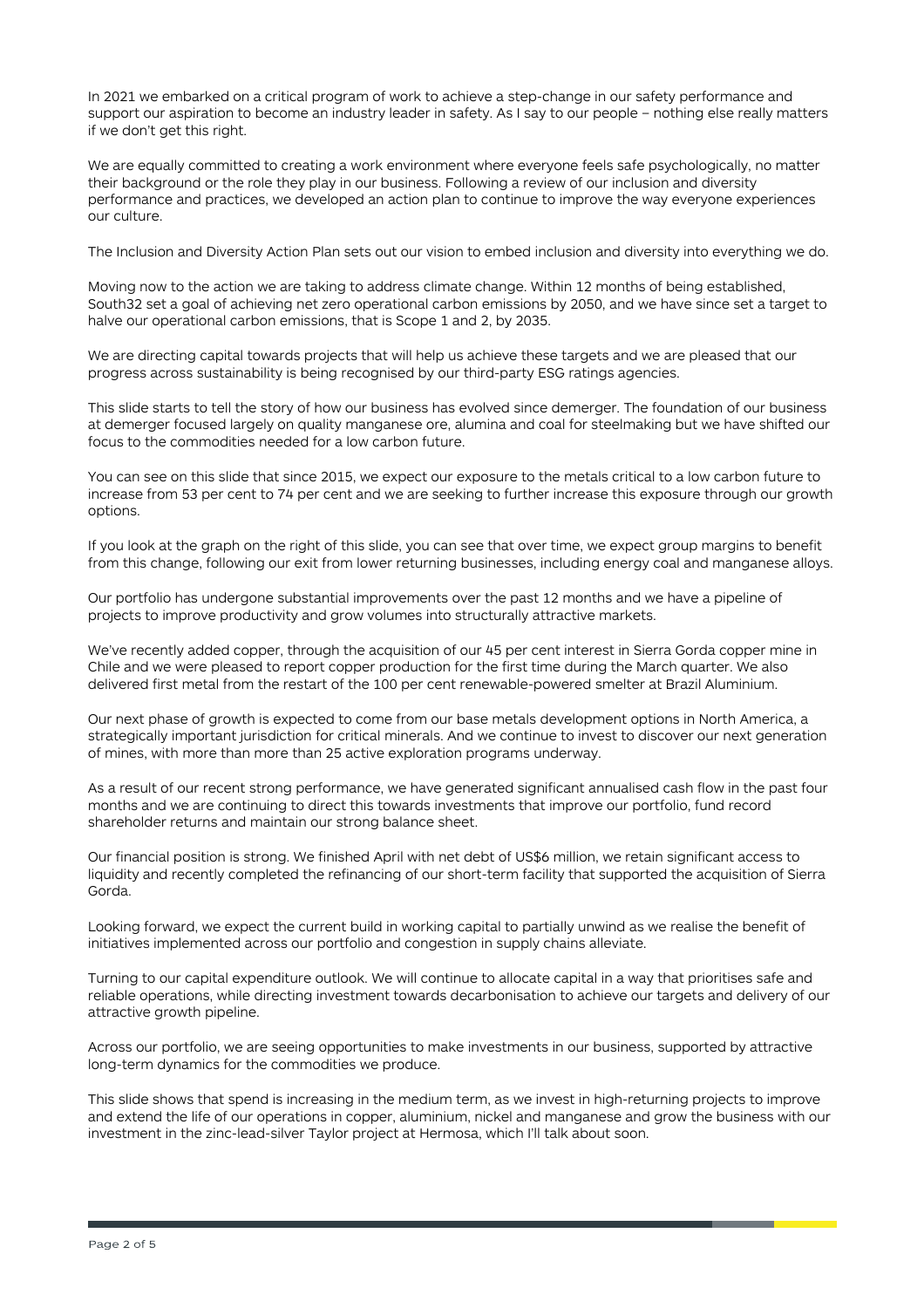In 2021 we embarked on a critical program of work to achieve a step-change in our safety performance and support our aspiration to become an industry leader in safety. As I say to our people – nothing else really matters if we don't get this right.

We are equally committed to creating a work environment where everyone feels safe psychologically, no matter their background or the role they play in our business. Following a review of our inclusion and diversity performance and practices, we developed an action plan to continue to improve the way everyone experiences our culture.

The Inclusion and Diversity Action Plan sets out our vision to embed inclusion and diversity into everything we do.

Moving now to the action we are taking to address climate change. Within 12 months of being established, South32 set a goal of achieving net zero operational carbon emissions by 2050, and we have since set a target to halve our operational carbon emissions, that is Scope 1 and 2, by 2035.

We are directing capital towards projects that will help us achieve these targets and we are pleased that our progress across sustainability is being recognised by our third-party ESG ratings agencies.

This slide starts to tell the story of how our business has evolved since demerger. The foundation of our business at demerger focused largely on quality manganese ore, alumina and coal for steelmaking but we have shifted our focus to the commodities needed for a low carbon future.

You can see on this slide that since 2015, we expect our exposure to the metals critical to a low carbon future to increase from 53 per cent to 74 per cent and we are seeking to further increase this exposure through our growth options.

If you look at the graph on the right of this slide, you can see that over time, we expect group margins to benefit from this change, following our exit from lower returning businesses, including energy coal and manganese alloys.

Our portfolio has undergone substantial improvements over the past 12 months and we have a pipeline of projects to improve productivity and grow volumes into structurally attractive markets.

We've recently added copper, through the acquisition of our 45 per cent interest in Sierra Gorda copper mine in Chile and we were pleased to report copper production for the first time during the March quarter. We also delivered first metal from the restart of the 100 per cent renewable-powered smelter at Brazil Aluminium.

Our next phase of growth is expected to come from our base metals development options in North America, a strategically important jurisdiction for critical minerals. And we continue to invest to discover our next generation of mines, with more than more than 25 active exploration programs underway.

As a result of our recent strong performance, we have generated significant annualised cash flow in the past four months and we are continuing to direct this towards investments that improve our portfolio, fund record shareholder returns and maintain our strong balance sheet.

Our financial position is strong. We finished April with net debt of US$6 million, we retain significant access to liquidity and recently completed the refinancing of our short-term facility that supported the acquisition of Sierra Gorda.

Looking forward, we expect the current build in working capital to partially unwind as we realise the benefit of initiatives implemented across our portfolio and congestion in supply chains alleviate.

Turning to our capital expenditure outlook. We will continue to allocate capital in a way that prioritises safe and reliable operations, while directing investment towards decarbonisation to achieve our targets and delivery of our attractive growth pipeline.

Across our portfolio, we are seeing opportunities to make investments in our business, supported by attractive long-term dynamics for the commodities we produce.

This slide shows that spend is increasing in the medium term, as we invest in high-returning projects to improve and extend the life of our operations in copper, aluminium, nickel and manganese and grow the business with our investment in the zinc-lead-silver Taylor project at Hermosa, which I'll talk about soon.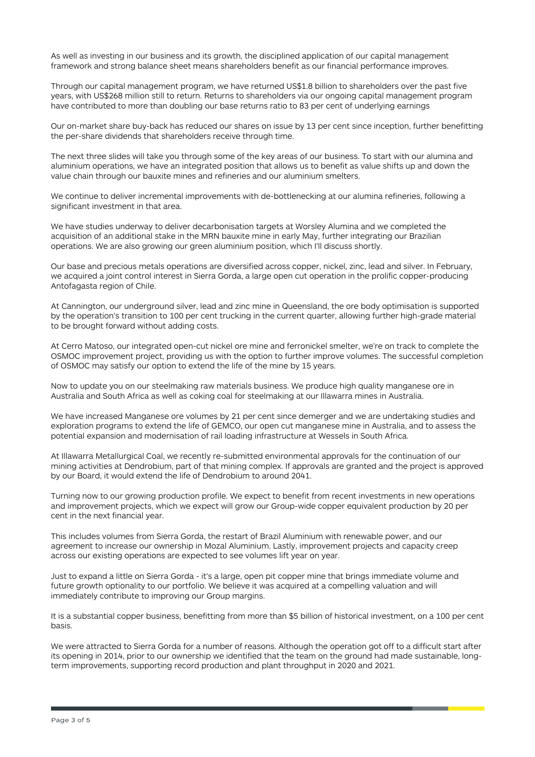As well as investing in our business and its growth, the disciplined application of our capital management framework and strong balance sheet means shareholders benefit as our financial performance improves.

Through our capital management program, we have returned US$1.8 billion to shareholders over the past five years, with US$268 million still to return. Returns to shareholders via our ongoing capital management program have contributed to more than doubling our base returns ratio to 83 per cent of underlying earnings

Our on-market share buy-back has reduced our shares on issue by 13 per cent since inception, further benefitting the per-share dividends that shareholders receive through time.

The next three slides will take you through some of the key areas of our business. To start with our alumina and aluminium operations, we have an integrated position that allows us to benefit as value shifts up and down the value chain through our bauxite mines and refineries and our aluminium smelters.

We continue to deliver incremental improvements with de-bottlenecking at our alumina refineries, following a significant investment in that area.

We have studies underway to deliver decarbonisation targets at Worsley Alumina and we completed the acquisition of an additional stake in the MRN bauxite mine in early May, further integrating our Brazilian operations. We are also growing our green aluminium position, which I'll discuss shortly.

Our base and precious metals operations are diversified across copper, nickel, zinc, lead and silver. In February, we acquired a joint control interest in Sierra Gorda, a large open cut operation in the prolific copper-producing Antofagasta region of Chile.

At Cannington, our underground silver, lead and zinc mine in Queensland, the ore body optimisation is supported by the operation's transition to 100 per cent trucking in the current quarter, allowing further high-grade material to be brought forward without adding costs.

At Cerro Matoso, our integrated open-cut nickel ore mine and ferronickel smelter, we're on track to complete the OSMOC improvement project, providing us with the option to further improve volumes. The successful completion of OSMOC may satisfy our option to extend the life of the mine by 15 years.

Now to update you on our steelmaking raw materials business. We produce high quality manganese ore in Australia and South Africa as well as coking coal for steelmaking at our Illawarra mines in Australia.

We have increased Manganese ore volumes by 21 per cent since demerger and we are undertaking studies and exploration programs to extend the life of GEMCO, our open cut manganese mine in Australia, and to assess the potential expansion and modernisation of rail loading infrastructure at Wessels in South Africa.

At Illawarra Metallurgical Coal, we recently re-submitted environmental approvals for the continuation of our mining activities at Dendrobium, part of that mining complex. If approvals are granted and the project is approved by our Board, it would extend the life of Dendrobium to around 2041.

Turning now to our growing production profile. We expect to benefit from recent investments in new operations and improvement projects, which we expect will grow our Group-wide copper equivalent production by 20 per cent in the next financial year.

This includes volumes from Sierra Gorda, the restart of Brazil Aluminium with renewable power, and our agreement to increase our ownership in Mozal Aluminium. Lastly, improvement projects and capacity creep across our existing operations are expected to see volumes lift year on year.

Just to expand a little on Sierra Gorda - it's a large, open pit copper mine that brings immediate volume and future growth optionality to our portfolio. We believe it was acquired at a compelling valuation and will immediately contribute to improving our Group margins.

It is a substantial copper business, benefitting from more than $5 billion of historical investment, on a 100 per cent basis.

We were attracted to Sierra Gorda for a number of reasons. Although the operation got off to a difficult start after its opening in 2014, prior to our ownership we identified that the team on the ground had made sustainable, long-term improvements, supporting record production and plant throughput in 2020 and 2021.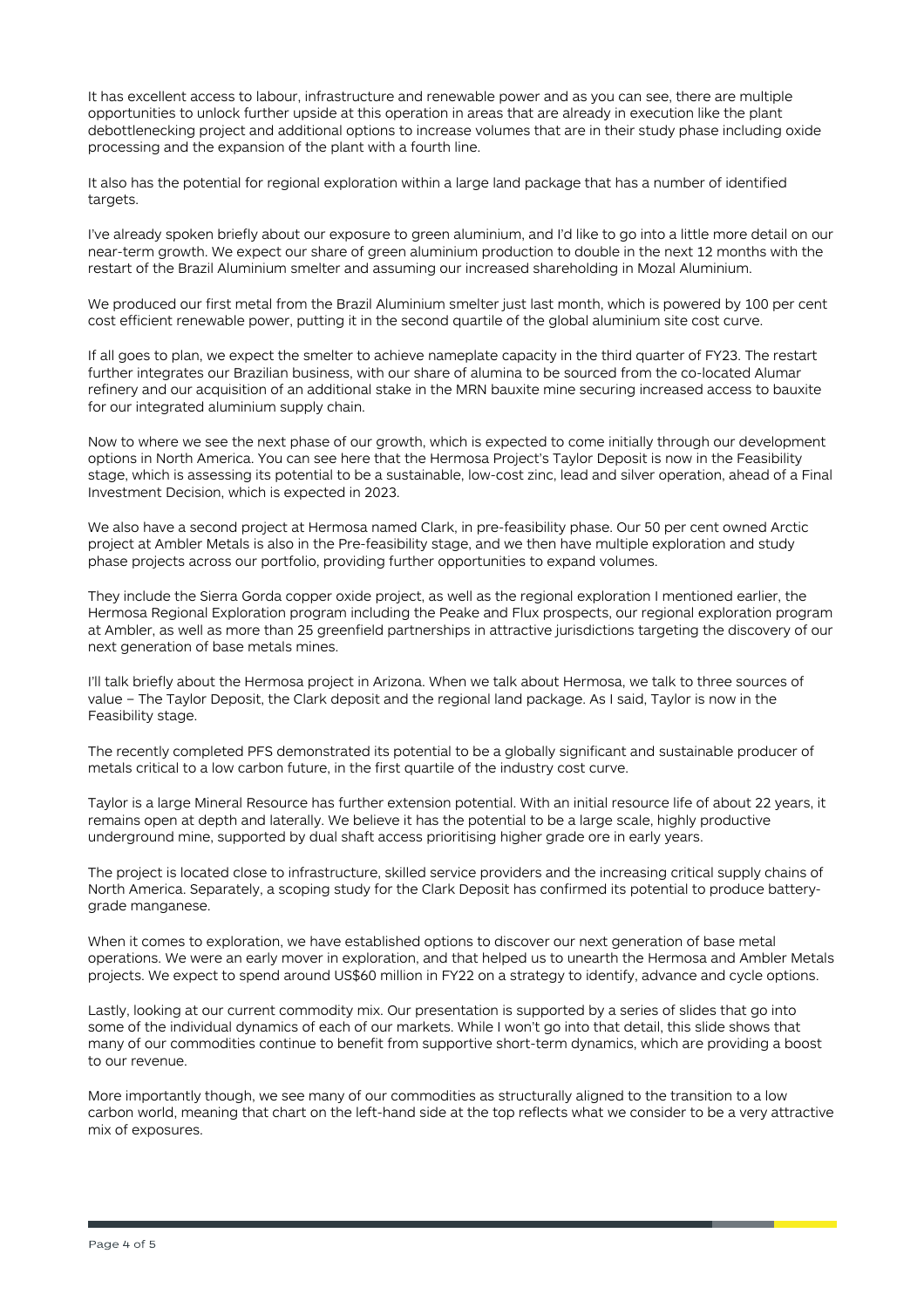It has excellent access to labour, infrastructure and renewable power and as you can see, there are multiple opportunities to unlock further upside at this operation in areas that are already in execution like the plant debottlenecking project and additional options to increase volumes that are in their study phase including oxide processing and the expansion of the plant with a fourth line.

It also has the potential for regional exploration within a large land package that has a number of identified targets.

I've already spoken briefly about our exposure to green aluminium, and I'd like to go into a little more detail on our near-term growth. We expect our share of green aluminium production to double in the next 12 months with the restart of the Brazil Aluminium smelter and assuming our increased shareholding in Mozal Aluminium.

We produced our first metal from the Brazil Aluminium smelter just last month, which is powered by 100 per cent cost efficient renewable power, putting it in the second quartile of the global aluminium site cost curve.

If all goes to plan, we expect the smelter to achieve nameplate capacity in the third quarter of FY23. The restart further integrates our Brazilian business, with our share of alumina to be sourced from the co-located Alumar refinery and our acquisition of an additional stake in the MRN bauxite mine securing increased access to bauxite for our integrated aluminium supply chain.

Now to where we see the next phase of our growth, which is expected to come initially through our development options in North America. You can see here that the Hermosa Project's Taylor Deposit is now in the Feasibility stage, which is assessing its potential to be a sustainable, low-cost zinc, lead and silver operation, ahead of a Final Investment Decision, which is expected in 2023.

We also have a second project at Hermosa named Clark, in pre-feasibility phase. Our 50 per cent owned Arctic project at Ambler Metals is also in the Pre-feasibility stage, and we then have multiple exploration and study phase projects across our portfolio, providing further opportunities to expand volumes.

They include the Sierra Gorda copper oxide project, as well as the regional exploration I mentioned earlier, the Hermosa Regional Exploration program including the Peake and Flux prospects, our regional exploration program at Ambler, as well as more than 25 greenfield partnerships in attractive jurisdictions targeting the discovery of our next generation of base metals mines.

I'll talk briefly about the Hermosa project in Arizona. When we talk about Hermosa, we talk to three sources of value – The Taylor Deposit, the Clark deposit and the regional land package. As I said, Taylor is now in the Feasibility stage.

The recently completed PFS demonstrated its potential to be a globally significant and sustainable producer of metals critical to a low carbon future, in the first quartile of the industry cost curve.

Taylor is a large Mineral Resource has further extension potential. With an initial resource life of about 22 years, it remains open at depth and laterally. We believe it has the potential to be a large scale, highly productive underground mine, supported by dual shaft access prioritising higher grade ore in early years.

The project is located close to infrastructure, skilled service providers and the increasing critical supply chains of North America. Separately, a scoping study for the Clark Deposit has confirmed its potential to produce battery-grade manganese.

When it comes to exploration, we have established options to discover our next generation of base metal operations. We were an early mover in exploration, and that helped us to unearth the Hermosa and Ambler Metals projects. We expect to spend around US$60 million in FY22 on a strategy to identify, advance and cycle options.

Lastly, looking at our current commodity mix. Our presentation is supported by a series of slides that go into some of the individual dynamics of each of our markets. While I won't go into that detail, this slide shows that many of our commodities continue to benefit from supportive short-term dynamics, which are providing a boost to our revenue.

More importantly though, we see many of our commodities as structurally aligned to the transition to a low carbon world, meaning that chart on the left-hand side at the top reflects what we consider to be a very attractive mix of exposures.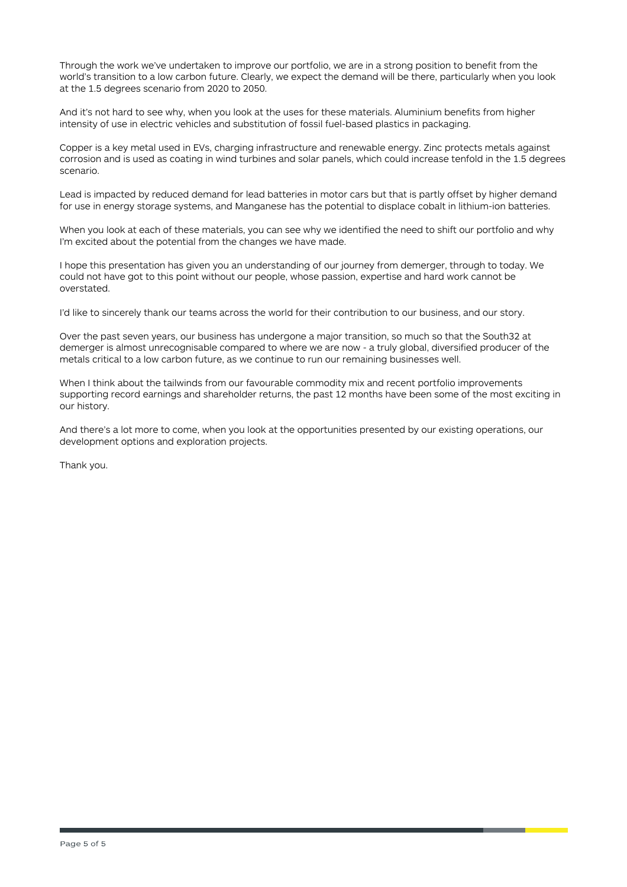Through the work we've undertaken to improve our portfolio, we are in a strong position to benefit from the world's transition to a low carbon future. Clearly, we expect the demand will be there, particularly when you look at the 1.5 degrees scenario from 2020 to 2050.

And it's not hard to see why, when you look at the uses for these materials. Aluminium benefits from higher intensity of use in electric vehicles and substitution of fossil fuel-based plastics in packaging.

Copper is a key metal used in EVs, charging infrastructure and renewable energy. Zinc protects metals against corrosion and is used as coating in wind turbines and solar panels, which could increase tenfold in the 1.5 degrees scenario.

Lead is impacted by reduced demand for lead batteries in motor cars but that is partly offset by higher demand for use in energy storage systems, and Manganese has the potential to displace cobalt in lithium-ion batteries.

When you look at each of these materials, you can see why we identified the need to shift our portfolio and why I'm excited about the potential from the changes we have made.

I hope this presentation has given you an understanding of our journey from demerger, through to today. We could not have got to this point without our people, whose passion, expertise and hard work cannot be overstated.

I'd like to sincerely thank our teams across the world for their contribution to our business, and our story.

Over the past seven years, our business has undergone a major transition, so much so that the South32 at demerger is almost unrecognisable compared to where we are now - a truly global, diversified producer of the metals critical to a low carbon future, as we continue to run our remaining businesses well.

When I think about the tailwinds from our favourable commodity mix and recent portfolio improvements supporting record earnings and shareholder returns, the past 12 months have been some of the most exciting in our history.

And there's a lot more to come, when you look at the opportunities presented by our existing operations, our development options and exploration projects.

Thank you.